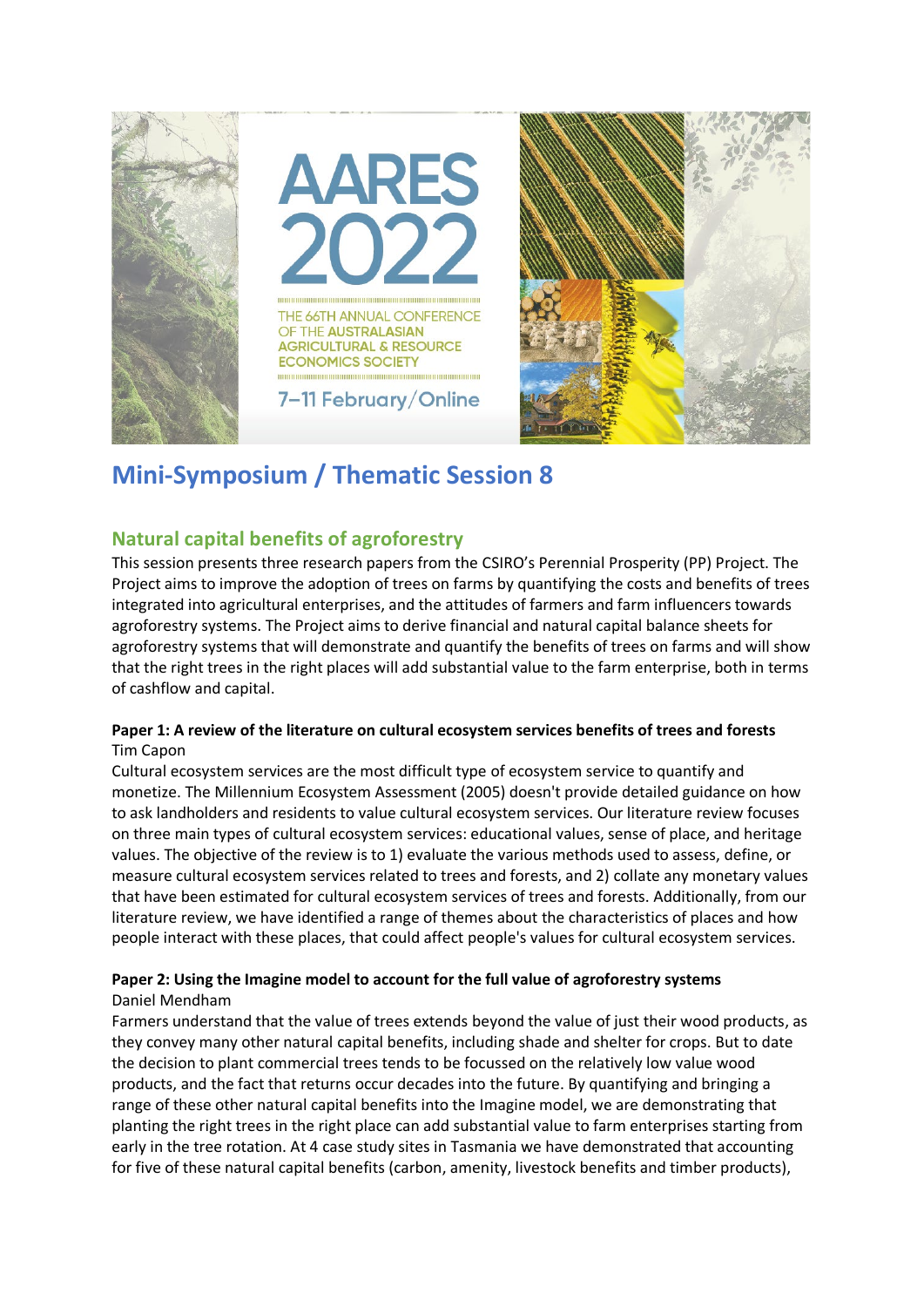AARES 2022

THE 66TH ANNUAL CONFERENCE OF THE AUSTRALASIAN AGRICULTURAL & RESOURCE ECONOMICS SOCIETY

7–11 February/Online

# Mini-Symposium / Thematic Session 8

## Natural capital benefits of agroforestry

This session presents three research papers from the CSIRO's Perennial Prosperity (PP) Project. The Project aims to improve the adoption of trees on farms by quantifying the costs and benefits of trees integrated into agricultural enterprises, and the attitudes of farmers and farm influencers towards agroforestry systems. The Project aims to derive financial and natural capital balance sheets for agroforestry systems that will demonstrate and quantify the benefits of trees on farms and will show that the right trees in the right places will add substantial value to the farm enterprise, both in terms of cashflow and capital.

**Paper 1: A review of the literature on cultural ecosystem services benefits of trees and forests**
Tim Capon

Cultural ecosystem services are the most difficult type of ecosystem service to quantify and monetize. The Millennium Ecosystem Assessment (2005) doesn't provide detailed guidance on how to ask landholders and residents to value cultural ecosystem services. Our literature review focuses on three main types of cultural ecosystem services: educational values, sense of place, and heritage values. The objective of the review is to 1) evaluate the various methods used to assess, define, or measure cultural ecosystem services related to trees and forests, and 2) collate any monetary values that have been estimated for cultural ecosystem services of trees and forests. Additionally, from our literature review, we have identified a range of themes about the characteristics of places and how people interact with these places, that could affect people's values for cultural ecosystem services.

**Paper 2: Using the Imagine model to account for the full value of agroforestry systems**
Daniel Mendham

Farmers understand that the value of trees extends beyond the value of just their wood products, as they convey many other natural capital benefits, including shade and shelter for crops. But to date the decision to plant commercial trees tends to be focussed on the relatively low value wood products, and the fact that returns occur decades into the future. By quantifying and bringing a range of these other natural capital benefits into the Imagine model, we are demonstrating that planting the right trees in the right place can add substantial value to farm enterprises starting from early in the tree rotation. At 4 case study sites in Tasmania we have demonstrated that accounting for five of these natural capital benefits (carbon, amenity, livestock benefits and timber products),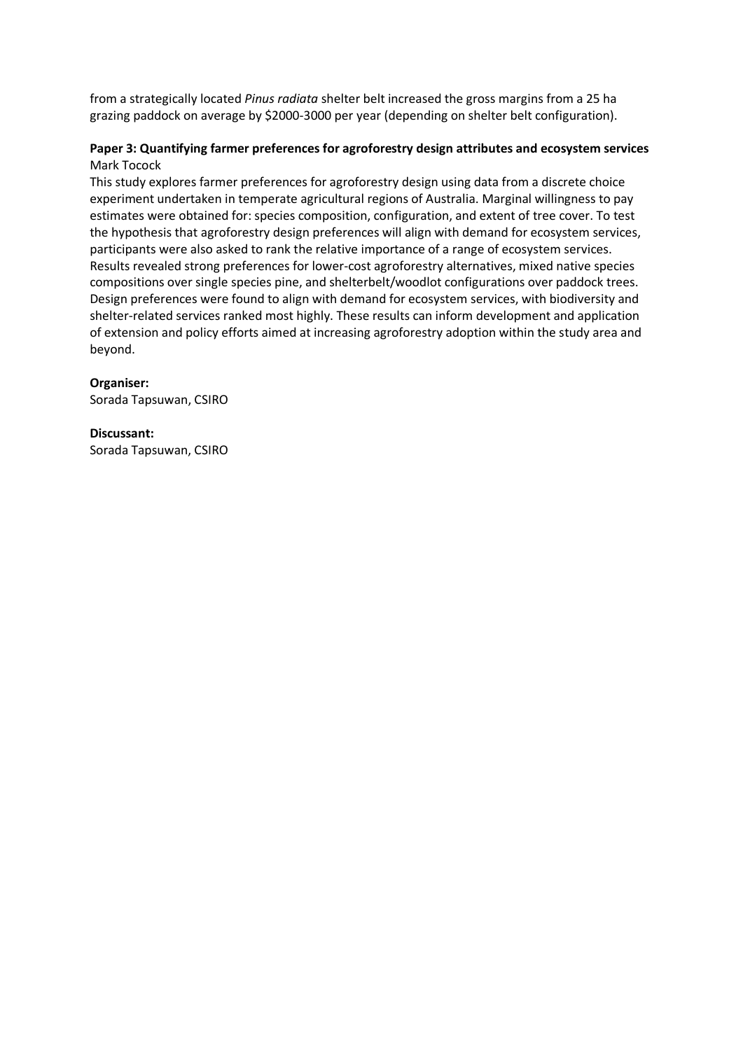from a strategically located *Pinus radiata* shelter belt increased the gross margins from a 25 ha grazing paddock on average by $2000-3000 per year (depending on shelter belt configuration).

**Paper 3: Quantifying farmer preferences for agroforestry design attributes and ecosystem services**
Mark Tocock

This study explores farmer preferences for agroforestry design using data from a discrete choice experiment undertaken in temperate agricultural regions of Australia. Marginal willingness to pay estimates were obtained for: species composition, configuration, and extent of tree cover. To test the hypothesis that agroforestry design preferences will align with demand for ecosystem services, participants were also asked to rank the relative importance of a range of ecosystem services. Results revealed strong preferences for lower-cost agroforestry alternatives, mixed native species compositions over single species pine, and shelterbelt/woodlot configurations over paddock trees. Design preferences were found to align with demand for ecosystem services, with biodiversity and shelter-related services ranked most highly. These results can inform development and application of extension and policy efforts aimed at increasing agroforestry adoption within the study area and beyond.

**Organiser:**
Sorada Tapsuwan, CSIRO

**Discussant:**
Sorada Tapsuwan, CSIRO